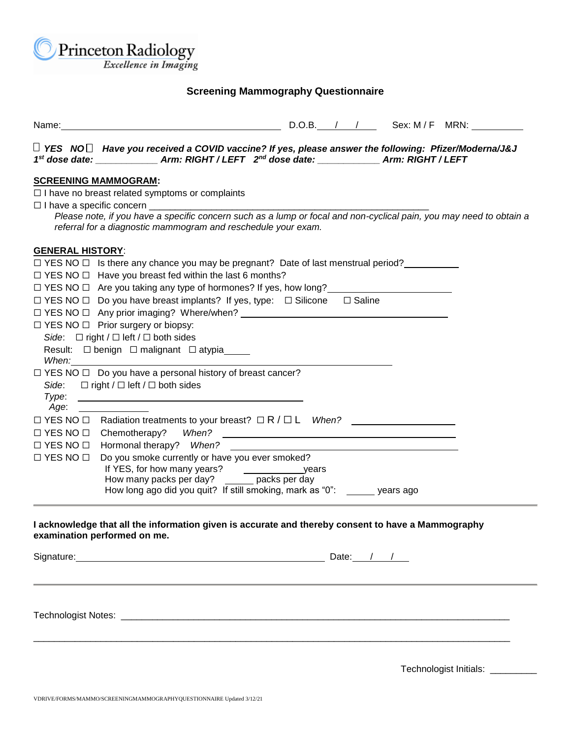Princeton Radiology
*Excellence in Imaging*

## Screening Mammography Questionnaire

Name:__________________________________________ D.O.B.___/___/___ Sex: M / F MRN: __________

☐ ***YES NO*** ☐ ***Have you received a COVID vaccine? If yes, please answer the following: Pfizer/Moderna/J&J***
***1st dose date: ____________ Arm: RIGHT / LEFT 2nd dose date: ____________ Arm: RIGHT / LEFT***

**SCREENING MAMMOGRAM:**

☐ I have no breast related symptoms or complaints

☐ I have a specific concern ________________________________________________________

*Please note, if you have a specific concern such as a lump or focal and non-cyclical pain, you may need to obtain a referral for a diagnostic mammogram and reschedule your exam.*

**GENERAL HISTORY**:

☐ YES NO ☐ Is there any chance you may be pregnant? Date of last menstrual period?___________

☐ YES NO ☐ Have you breast fed within the last 6 months?

☐ YES NO ☐ Are you taking any type of hormones? If yes, how long?_______________________

☐ YES NO ☐ Do you have breast implants? If yes, type: ☐ Silicone ☐ Saline

☐ YES NO ☐ Any prior imaging? Where/when? ________________________________________

☐ YES NO ☐ Prior surgery or biopsy:

*Side*: ☐ right / ☐ left / ☐ both sides

Result: ☐ benign ☐ malignant ☐ atypia_____

*When:*______________________________________________________________

☐ YES NO ☐ Do you have a personal history of breast cancer?

*Side*: ☐ right / ☐ left / ☐ both sides

*Type*: ________________________________________

*Age*: ____________

☐ YES NO ☐ Radiation treatments to your breast? ☐ R / ☐ L *When?* ____________________

☐ YES NO ☐ Chemotherapy? *When?* ________________________________________

☐ YES NO ☐ Hormonal therapy? *When?* ______________________________________

☐ YES NO ☐ Do you smoke currently or have you ever smoked?

If YES, for how many years? ____________years

How many packs per day? ______ packs per day

How long ago did you quit? If still smoking, mark as "0": ______ years ago

---

**I acknowledge that all the information given is accurate and thereby consent to have a Mammography examination performed on me.**

Signature:______________________________________________ Date:___/___/___

---

Technologist Notes: ______________________________________________________________________

_____________________________________________________________________________________

Technologist Initials: _________

VDRIVE/FORMS/MAMMO/SCREENINGMAMMOGRAPHYQUESTIONNAIRE Updated 3/12/21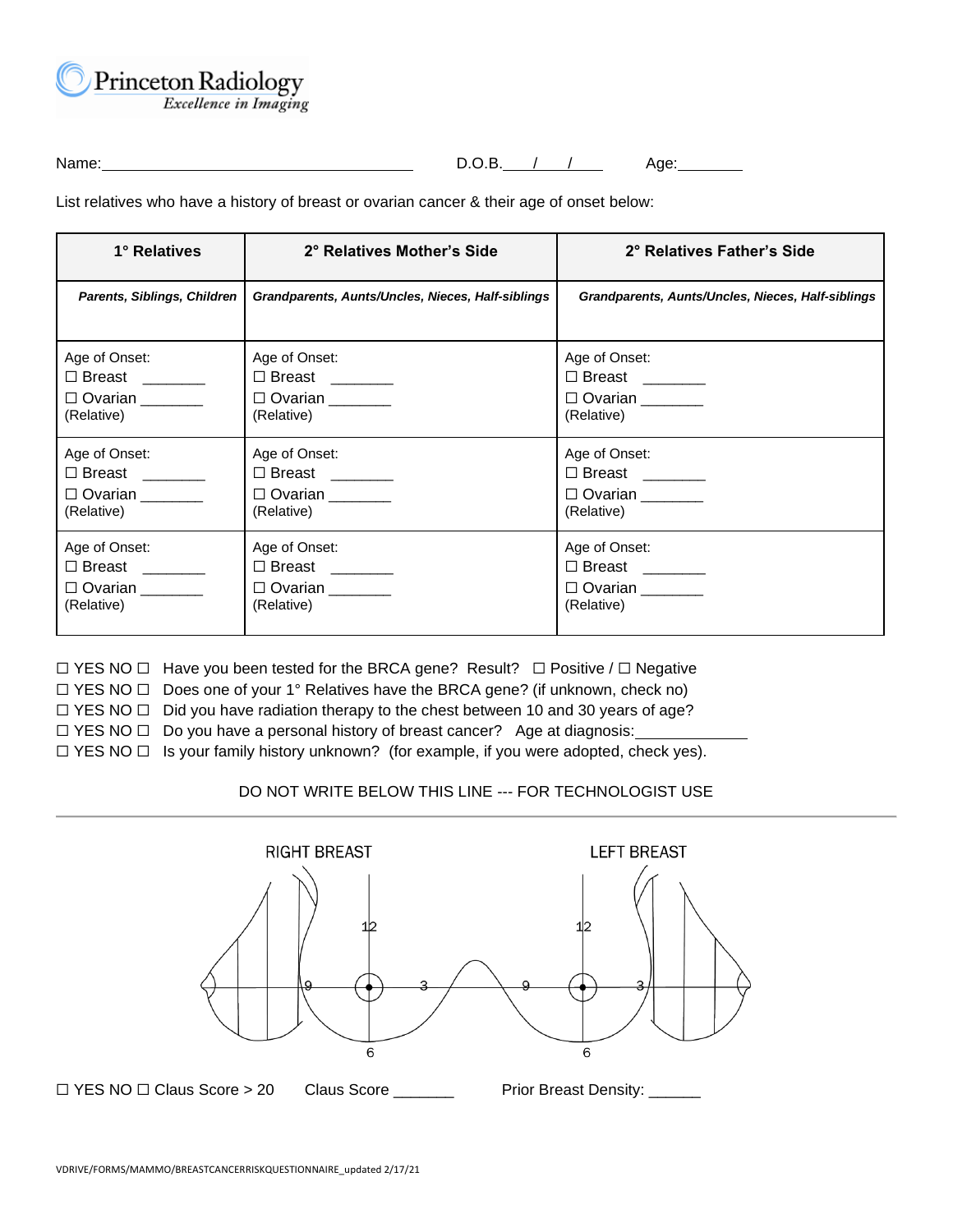# Princeton Radiology
*Excellence in Imaging*

Name:_________________________________ D.O.B.___/___/___ Age:_______

List relatives who have a history of breast or ovarian cancer & their age of onset below:

| **1° Relatives** | **2° Relatives Mother's Side** | **2° Relatives Father's Side** |
|---|---|---|
| ***Parents, Siblings, Children*** | ***Grandparents, Aunts/Uncles, Nieces, Half-siblings*** | ***Grandparents, Aunts/Uncles, Nieces, Half-siblings*** |
| Age of Onset:<br>☐ Breast _______<br>☐ Ovarian _______<br>(Relative) | Age of Onset:<br>☐ Breast _______<br>☐ Ovarian _______<br>(Relative) | Age of Onset:<br>☐ Breast _______<br>☐ Ovarian _______<br>(Relative) |
| Age of Onset:<br>☐ Breast _______<br>☐ Ovarian _______<br>(Relative) | Age of Onset:<br>☐ Breast _______<br>☐ Ovarian _______<br>(Relative) | Age of Onset:<br>☐ Breast _______<br>☐ Ovarian _______<br>(Relative) |
| Age of Onset:<br>☐ Breast _______<br>☐ Ovarian _______<br>(Relative) | Age of Onset:<br>☐ Breast _______<br>☐ Ovarian _______<br>(Relative) | Age of Onset:<br>☐ Breast _______<br>☐ Ovarian _______<br>(Relative) |

☐ YES NO ☐ Have you been tested for the BRCA gene? Result? ☐ Positive / ☐ Negative
☐ YES NO ☐ Does one of your 1° Relatives have the BRCA gene? (if unknown, check no)
☐ YES NO ☐ Did you have radiation therapy to the chest between 10 and 30 years of age?
☐ YES NO ☐ Do you have a personal history of breast cancer? Age at diagnosis:____________
☐ YES NO ☐ Is your family history unknown? (for example, if you were adopted, check yes).

DO NOT WRITE BELOW THIS LINE --- FOR TECHNOLOGIST USE

---

RIGHT BREAST
12
9
3
6

LEFT BREAST
12
9
3
6

☐ YES NO ☐ Claus Score > 20 Claus Score _______ Prior Breast Density: ______

VDRIVE/FORMS/MAMMO/BREASTCANCERRISKQUESTIONNAIRE_updated 2/17/21